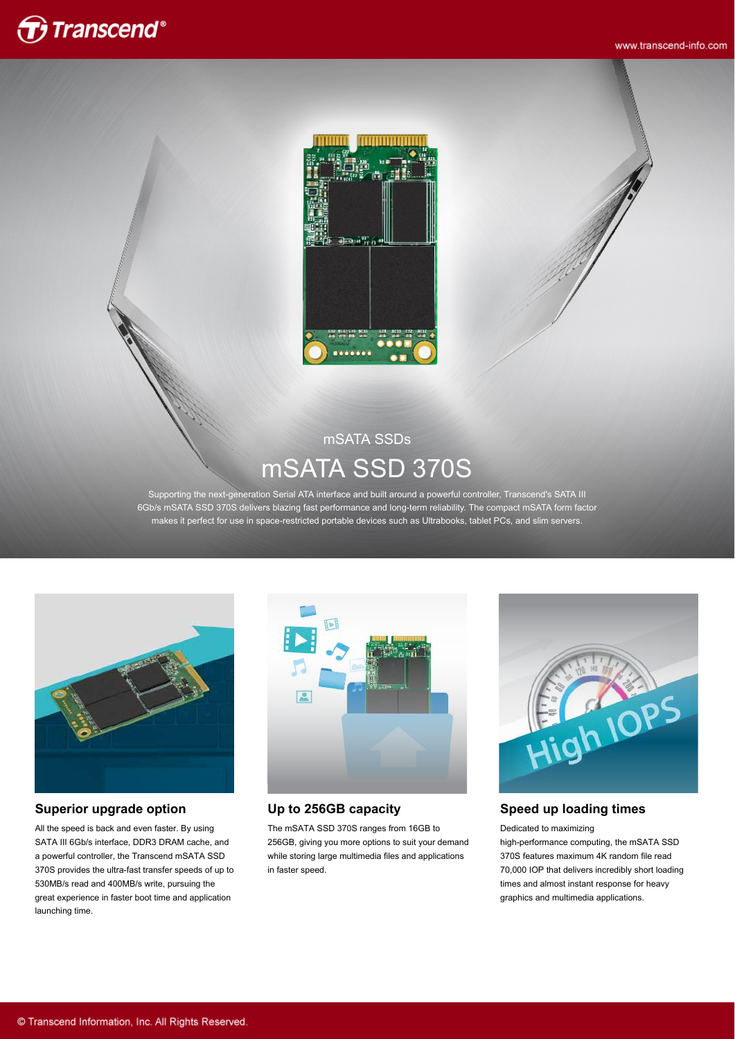mSATA SSDs

# mSATA SSD 370S

Supporting the next-generation Serial ATA interface and built around a powerful controller, Transcend's SATA III 6Gb/s mSATA SSD 370S delivers blazing fast performance and long-term reliability. The compact mSATA form factor makes it perfect for use in space-restricted portable devices such as Ultrabooks, tablet PCs, and slim servers.

### Superior upgrade option

All the speed is back and even faster. By using SATA III 6Gb/s interface, DDR3 DRAM cache, and a powerful controller, the Transcend mSATA SSD 370S provides the ultra-fast transfer speeds of up to 530MB/s read and 400MB/s write, pursuing the great experience in faster boot time and application launching time.

### Up to 256GB capacity

The mSATA SSD 370S ranges from 16GB to 256GB, giving you more options to suit your demand while storing large multimedia files and applications in faster speed.

### Speed up loading times

Dedicated to maximizing high-performance computing, the mSATA SSD 370S features maximum 4K random file read 70,000 IOP that delivers incredibly short loading times and almost instant response for heavy graphics and multimedia applications.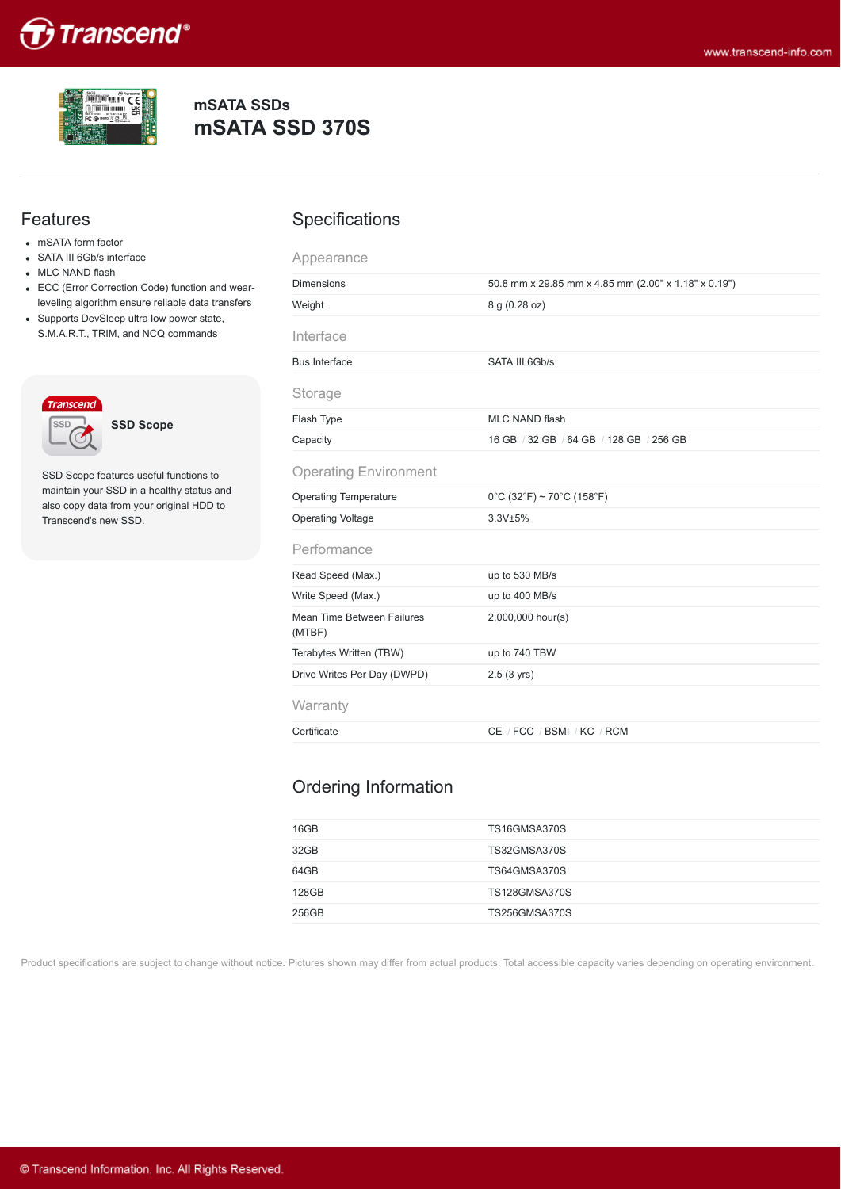## mSATA SSDs

# mSATA SSD 370S

## Features

- mSATA form factor
- SATA III 6Gb/s interface
- MLC NAND flash
- ECC (Error Correction Code) function and wear-leveling algorithm ensure reliable data transfers
- Supports DevSleep ultra low power state, S.M.A.R.T., TRIM, and NCQ commands

**SSD Scope**

SSD Scope features useful functions to maintain your SSD in a healthy status and also copy data from your original HDD to Transcend's new SSD.

## Specifications

### Appearance

| | |
|---|---|
| Dimensions | 50.8 mm x 29.85 mm x 4.85 mm (2.00" x 1.18" x 0.19") |
| Weight | 8 g (0.28 oz) |

### Interface

| | |
|---|---|
| Bus Interface | SATA III 6Gb/s |

### Storage

| | |
|---|---|
| Flash Type | MLC NAND flash |
| Capacity | 16 GB / 32 GB / 64 GB / 128 GB / 256 GB |

### Operating Environment

| | |
|---|---|
| Operating Temperature | 0°C (32°F) ~ 70°C (158°F) |
| Operating Voltage | 3.3V±5% |

### Performance

| | |
|---|---|
| Read Speed (Max.) | up to 530 MB/s |
| Write Speed (Max.) | up to 400 MB/s |
| Mean Time Between Failures (MTBF) | 2,000,000 hour(s) |
| Terabytes Written (TBW) | up to 740 TBW |
| Drive Writes Per Day (DWPD) | 2.5 (3 yrs) |

### Warranty

| | |
|---|---|
| Certificate | CE / FCC / BSMI / KC / RCM |

## Ordering Information

| | |
|---|---|
| 16GB | TS16GMSA370S |
| 32GB | TS32GMSA370S |
| 64GB | TS64GMSA370S |
| 128GB | TS128GMSA370S |
| 256GB | TS256GMSA370S |

Product specifications are subject to change without notice. Pictures shown may differ from actual products. Total accessible capacity varies depending on operating environment.